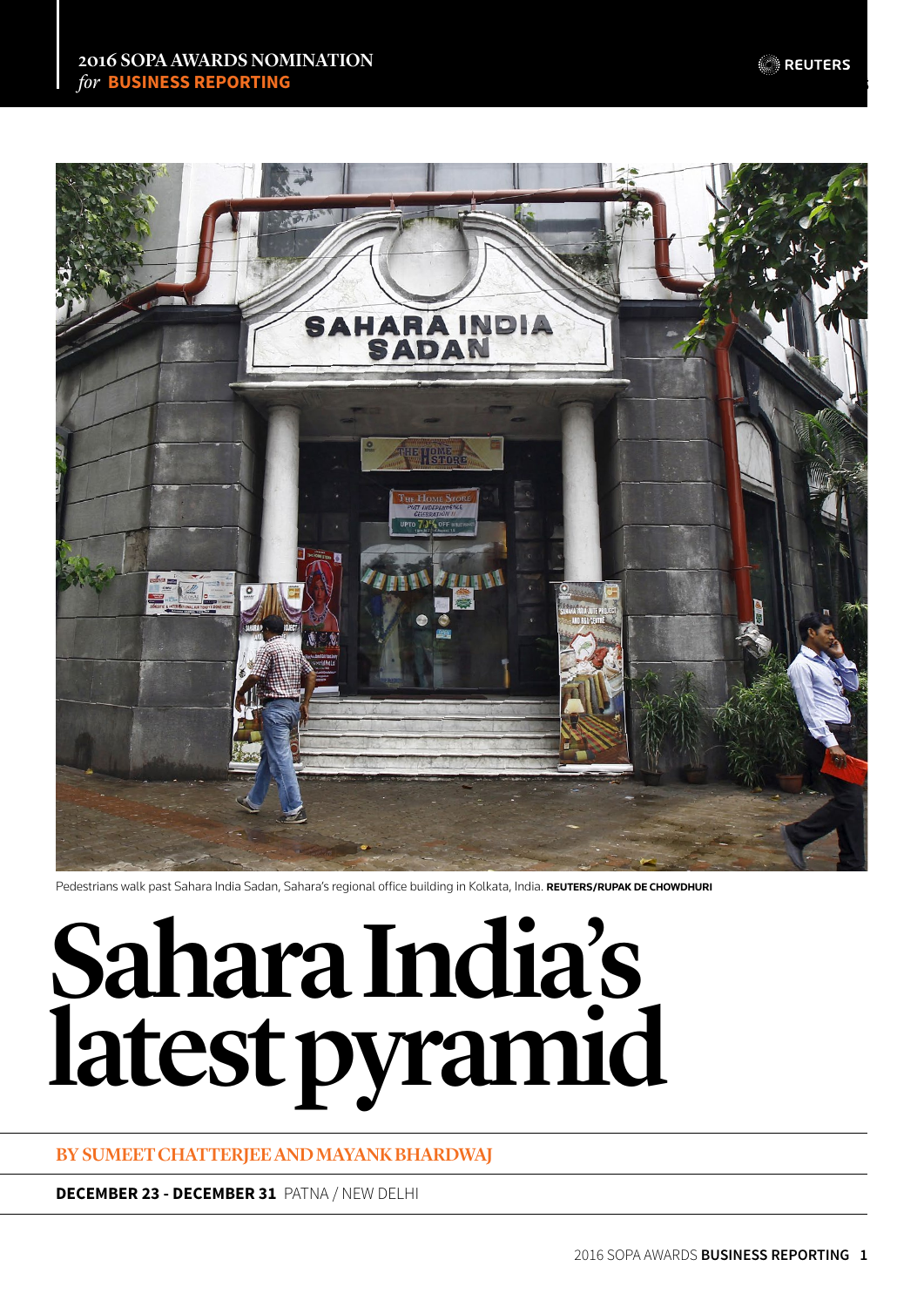Pedestrians walk past Sahara India Sadan, Sahara's regional office building in Kolkata, India. **REUTERS/RUPAK DE CHOWDHURI**

# Sahara India's latest pyramid

**BY SUMEET CHATTERJEE AND MAYANK BHARDWAJ**

**DECEMBER 23 - DECEMBER 31** PATNA / NEW DELHI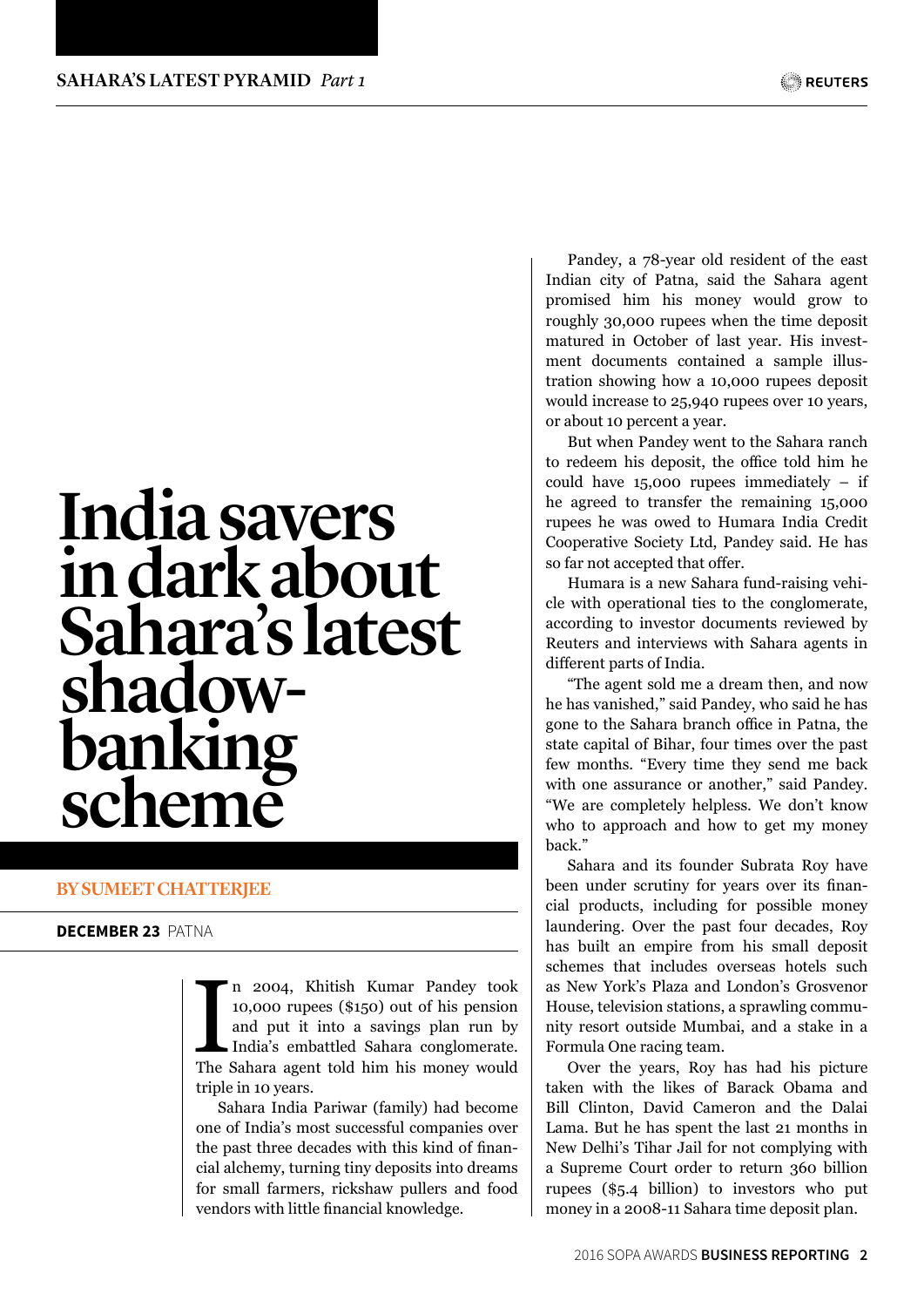# India savers in dark about Sahara's latest shadow-banking scheme

BY SUMEET CHATTERJEE

**DECEMBER 23** PATNA

In 2004, Khitish Kumar Pandey took 10,000 rupees ($150) out of his pension and put it into a savings plan run by India's embattled Sahara conglomerate. The Sahara agent told him his money would triple in 10 years.

Sahara India Pariwar (family) had become one of India's most successful companies over the past three decades with this kind of financial alchemy, turning tiny deposits into dreams for small farmers, rickshaw pullers and food vendors with little financial knowledge.

Pandey, a 78-year old resident of the east Indian city of Patna, said the Sahara agent promised him his money would grow to roughly 30,000 rupees when the time deposit matured in October of last year. His investment documents contained a sample illustration showing how a 10,000 rupees deposit would increase to 25,940 rupees over 10 years, or about 10 percent a year.

But when Pandey went to the Sahara ranch to redeem his deposit, the office told him he could have 15,000 rupees immediately – if he agreed to transfer the remaining 15,000 rupees he was owed to Humara India Credit Cooperative Society Ltd, Pandey said. He has so far not accepted that offer.

Humara is a new Sahara fund-raising vehicle with operational ties to the conglomerate, according to investor documents reviewed by Reuters and interviews with Sahara agents in different parts of India.

"The agent sold me a dream then, and now he has vanished," said Pandey, who said he has gone to the Sahara branch office in Patna, the state capital of Bihar, four times over the past few months. "Every time they send me back with one assurance or another," said Pandey. "We are completely helpless. We don't know who to approach and how to get my money back."

Sahara and its founder Subrata Roy have been under scrutiny for years over its financial products, including for possible money laundering. Over the past four decades, Roy has built an empire from his small deposit schemes that includes overseas hotels such as New York's Plaza and London's Grosvenor House, television stations, a sprawling community resort outside Mumbai, and a stake in a Formula One racing team.

Over the years, Roy has had his picture taken with the likes of Barack Obama and Bill Clinton, David Cameron and the Dalai Lama. But he has spent the last 21 months in New Delhi's Tihar Jail for not complying with a Supreme Court order to return 360 billion rupees ($5.4 billion) to investors who put money in a 2008-11 Sahara time deposit plan.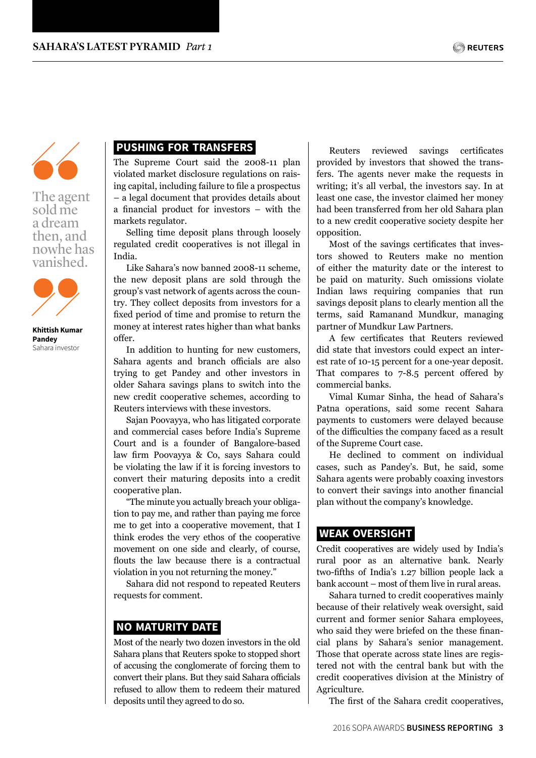> The agent sold me a dream then, and nowhe has vanished.
>
> **Khittish Kumar Pandey**
> Sahara investor

## PUSHING FOR TRANSFERS

The Supreme Court said the 2008-11 plan violated market disclosure regulations on raising capital, including failure to file a prospectus – a legal document that provides details about a financial product for investors – with the markets regulator.

Selling time deposit plans through loosely regulated credit cooperatives is not illegal in India.

Like Sahara's now banned 2008-11 scheme, the new deposit plans are sold through the group's vast network of agents across the country. They collect deposits from investors for a fixed period of time and promise to return the money at interest rates higher than what banks offer.

In addition to hunting for new customers, Sahara agents and branch officials are also trying to get Pandey and other investors in older Sahara savings plans to switch into the new credit cooperative schemes, according to Reuters interviews with these investors.

Sajan Poovayya, who has litigated corporate and commercial cases before India's Supreme Court and is a founder of Bangalore-based law firm Poovayya & Co, says Sahara could be violating the law if it is forcing investors to convert their maturing deposits into a credit cooperative plan.

"The minute you actually breach your obligation to pay me, and rather than paying me force me to get into a cooperative movement, that I think erodes the very ethos of the cooperative movement on one side and clearly, of course, flouts the law because there is a contractual violation in you not returning the money."

Sahara did not respond to repeated Reuters requests for comment.

## NO MATURITY DATE

Most of the nearly two dozen investors in the old Sahara plans that Reuters spoke to stopped short of accusing the conglomerate of forcing them to convert their plans. But they said Sahara officials refused to allow them to redeem their matured deposits until they agreed to do so.

Reuters reviewed savings certificates provided by investors that showed the transfers. The agents never make the requests in writing; it's all verbal, the investors say. In at least one case, the investor claimed her money had been transferred from her old Sahara plan to a new credit cooperative society despite her opposition.

Most of the savings certificates that investors showed to Reuters make no mention of either the maturity date or the interest to be paid on maturity. Such omissions violate Indian laws requiring companies that run savings deposit plans to clearly mention all the terms, said Ramanand Mundkur, managing partner of Mundkur Law Partners.

A few certificates that Reuters reviewed did state that investors could expect an interest rate of 10-15 percent for a one-year deposit. That compares to 7-8.5 percent offered by commercial banks.

Vimal Kumar Sinha, the head of Sahara's Patna operations, said some recent Sahara payments to customers were delayed because of the difficulties the company faced as a result of the Supreme Court case.

He declined to comment on individual cases, such as Pandey's. But, he said, some Sahara agents were probably coaxing investors to convert their savings into another financial plan without the company's knowledge.

## WEAK OVERSIGHT

Credit cooperatives are widely used by India's rural poor as an alternative bank. Nearly two-fifths of India's 1.27 billion people lack a bank account – most of them live in rural areas.

Sahara turned to credit cooperatives mainly because of their relatively weak oversight, said current and former senior Sahara employees, who said they were briefed on the these financial plans by Sahara's senior management. Those that operate across state lines are registered not with the central bank but with the credit cooperatives division at the Ministry of Agriculture.

The first of the Sahara credit cooperatives,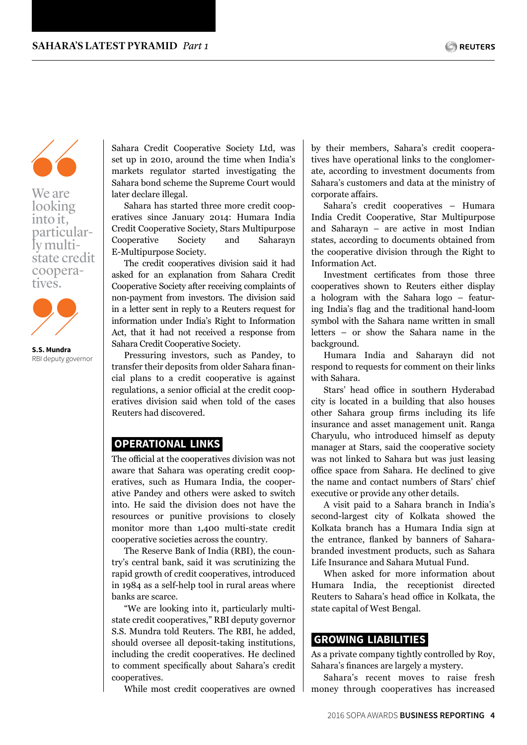> We are looking into it, particularly multi-state credit cooperatives.
>
> **S.S. Mundra**
> RBI deputy governor

Sahara Credit Cooperative Society Ltd, was set up in 2010, around the time when India's markets regulator started investigating the Sahara bond scheme the Supreme Court would later declare illegal.

Sahara has started three more credit cooperatives since January 2014: Humara India Credit Cooperative Society, Stars Multipurpose Cooperative Society and Saharayn E-Multipurpose Society.

The credit cooperatives division said it had asked for an explanation from Sahara Credit Cooperative Society after receiving complaints of non-payment from investors. The division said in a letter sent in reply to a Reuters request for information under India's Right to Information Act, that it had not received a response from Sahara Credit Cooperative Society.

Pressuring investors, such as Pandey, to transfer their deposits from older Sahara financial plans to a credit cooperative is against regulations, a senior official at the credit cooperatives division said when told of the cases Reuters had discovered.

## OPERATIONAL LINKS

The official at the cooperatives division was not aware that Sahara was operating credit cooperatives, such as Humara India, the cooperative Pandey and others were asked to switch into. He said the division does not have the resources or punitive provisions to closely monitor more than 1,400 multi-state credit cooperative societies across the country.

The Reserve Bank of India (RBI), the country's central bank, said it was scrutinizing the rapid growth of credit cooperatives, introduced in 1984 as a self-help tool in rural areas where banks are scarce.

"We are looking into it, particularly multi-state credit cooperatives," RBI deputy governor S.S. Mundra told Reuters. The RBI, he added, should oversee all deposit-taking institutions, including the credit cooperatives. He declined to comment specifically about Sahara's credit cooperatives.

While most credit cooperatives are owned by their members, Sahara's credit cooperatives have operational links to the conglomerate, according to investment documents from Sahara's customers and data at the ministry of corporate affairs.

Sahara's credit cooperatives – Humara India Credit Cooperative, Star Multipurpose and Saharayn – are active in most Indian states, according to documents obtained from the cooperative division through the Right to Information Act.

Investment certificates from those three cooperatives shown to Reuters either display a hologram with the Sahara logo – featuring India's flag and the traditional hand-loom symbol with the Sahara name written in small letters – or show the Sahara name in the background.

Humara India and Saharayn did not respond to requests for comment on their links with Sahara.

Stars' head office in southern Hyderabad city is located in a building that also houses other Sahara group firms including its life insurance and asset management unit. Ranga Charyulu, who introduced himself as deputy manager at Stars, said the cooperative society was not linked to Sahara but was just leasing office space from Sahara. He declined to give the name and contact numbers of Stars' chief executive or provide any other details.

A visit paid to a Sahara branch in India's second-largest city of Kolkata showed the Kolkata branch has a Humara India sign at the entrance, flanked by banners of Sahara-branded investment products, such as Sahara Life Insurance and Sahara Mutual Fund.

When asked for more information about Humara India, the receptionist directed Reuters to Sahara's head office in Kolkata, the state capital of West Bengal.

## GROWING LIABILITIES

As a private company tightly controlled by Roy, Sahara's finances are largely a mystery.

Sahara's recent moves to raise fresh money through cooperatives has increased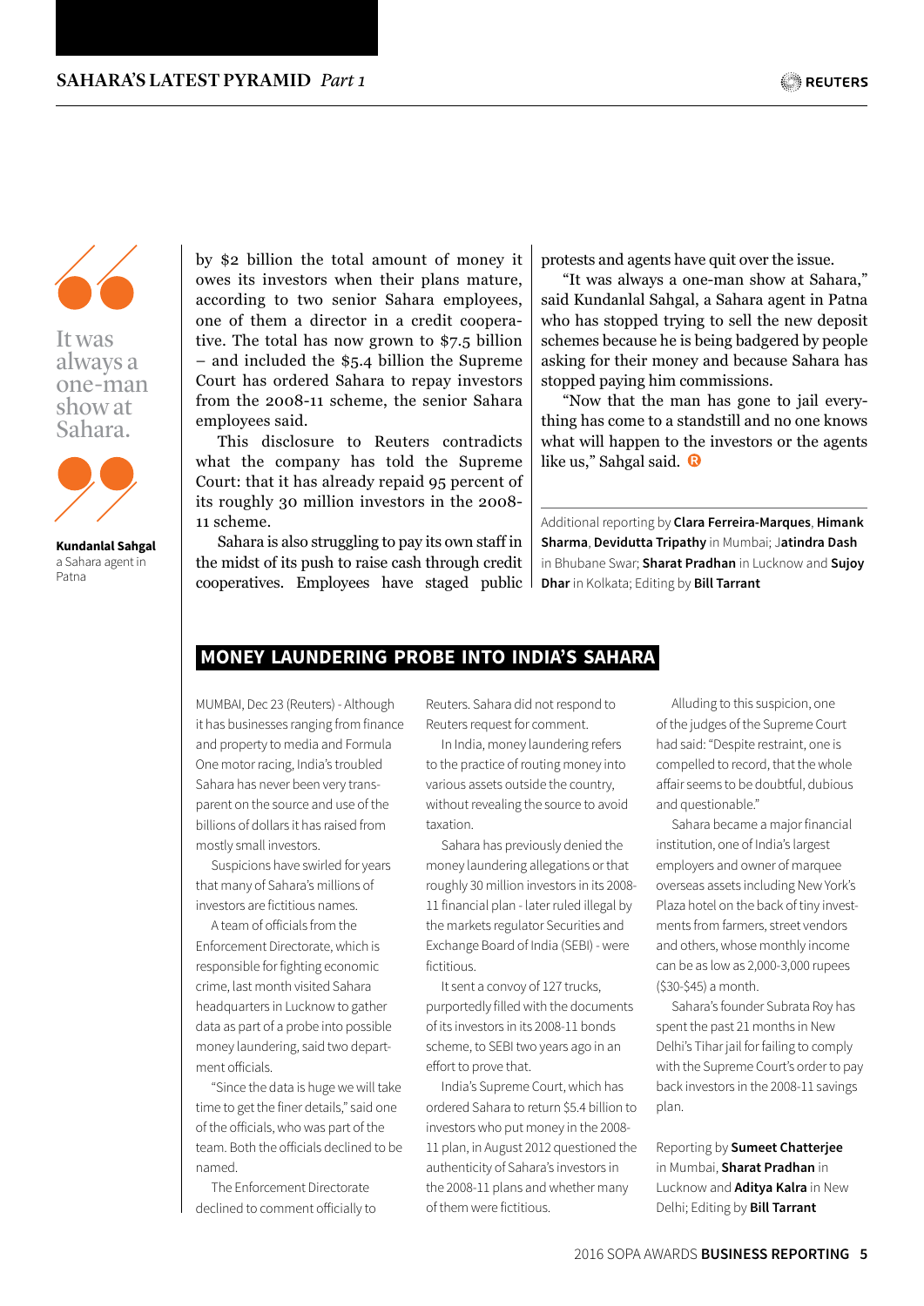It was always a one-man show at Sahara.

**Kundanlal Sahgal**
a Sahara agent in Patna

by $2 billion the total amount of money it owes its investors when their plans mature, according to two senior Sahara employees, one of them a director in a credit cooperative. The total has now grown to $7.5 billion – and included the $5.4 billion the Supreme Court has ordered Sahara to repay investors from the 2008-11 scheme, the senior Sahara employees said.

This disclosure to Reuters contradicts what the company has told the Supreme Court: that it has already repaid 95 percent of its roughly 30 million investors in the 2008-11 scheme.

Sahara is also struggling to pay its own staff in the midst of its push to raise cash through credit cooperatives. Employees have staged public protests and agents have quit over the issue.

"It was always a one-man show at Sahara," said Kundanlal Sahgal, a Sahara agent in Patna who has stopped trying to sell the new deposit schemes because he is being badgered by people asking for their money and because Sahara has stopped paying him commissions.

"Now that the man has gone to jail everything has come to a standstill and no one knows what will happen to the investors or the agents like us," Sahgal said.

Additional reporting by **Clara Ferreira-Marques**, **Himank Sharma**, **Devidutta Tripathy** in Mumbai; **Jatindra Dash** in Bhubane Swar; **Sharat Pradhan** in Lucknow and **Sujoy Dhar** in Kolkata; Editing by **Bill Tarrant**

## MONEY LAUNDERING PROBE INTO INDIA'S SAHARA

MUMBAI, Dec 23 (Reuters) - Although it has businesses ranging from finance and property to media and Formula One motor racing, India's troubled Sahara has never been very transparent on the source and use of the billions of dollars it has raised from mostly small investors.

Suspicions have swirled for years that many of Sahara's millions of investors are fictitious names.

A team of officials from the Enforcement Directorate, which is responsible for fighting economic crime, last month visited Sahara headquarters in Lucknow to gather data as part of a probe into possible money laundering, said two department officials.

"Since the data is huge we will take time to get the finer details," said one of the officials, who was part of the team. Both the officials declined to be named.

The Enforcement Directorate declined to comment officially to Reuters. Sahara did not respond to Reuters request for comment.

In India, money laundering refers to the practice of routing money into various assets outside the country, without revealing the source to avoid taxation.

Sahara has previously denied the money laundering allegations or that roughly 30 million investors in its 2008-11 financial plan - later ruled illegal by the markets regulator Securities and Exchange Board of India (SEBI) - were fictitious.

It sent a convoy of 127 trucks, purportedly filled with the documents of its investors in its 2008-11 bonds scheme, to SEBI two years ago in an effort to prove that.

India's Supreme Court, which has ordered Sahara to return $5.4 billion to investors who put money in the 2008-11 plan, in August 2012 questioned the authenticity of Sahara's investors in the 2008-11 plans and whether many of them were fictitious.

Alluding to this suspicion, one of the judges of the Supreme Court had said: "Despite restraint, one is compelled to record, that the whole affair seems to be doubtful, dubious and questionable."

Sahara became a major financial institution, one of India's largest employers and owner of marquee overseas assets including New York's Plaza hotel on the back of tiny investments from farmers, street vendors and others, whose monthly income can be as low as 2,000-3,000 rupees ($30-$45) a month.

Sahara's founder Subrata Roy has spent the past 21 months in New Delhi's Tihar jail for failing to comply with the Supreme Court's order to pay back investors in the 2008-11 savings plan.

Reporting by **Sumeet Chatterjee** in Mumbai, **Sharat Pradhan** in Lucknow and **Aditya Kalra** in New Delhi; Editing by **Bill Tarrant**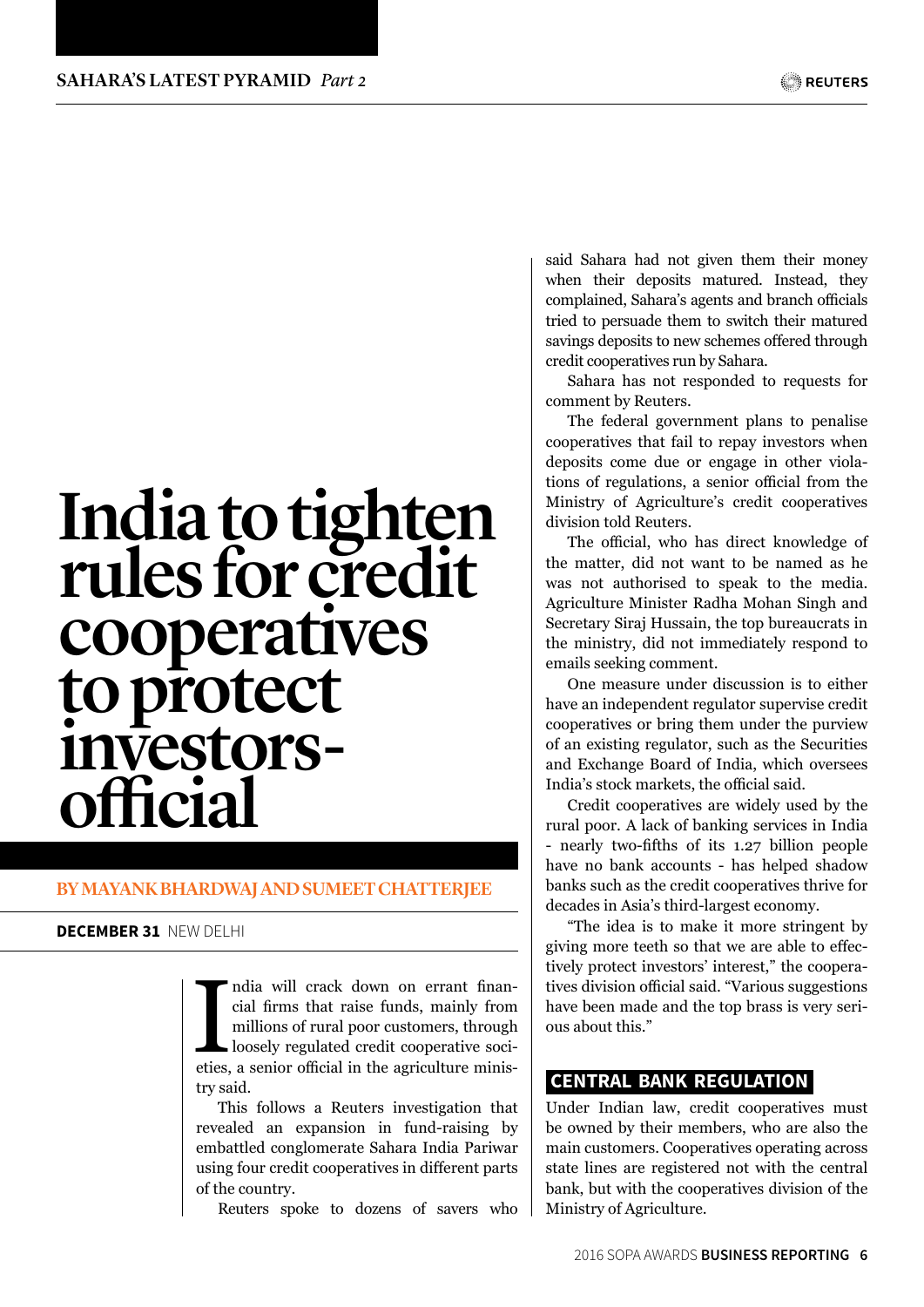# India to tighten rules for credit cooperatives to protect investors- official

**BY MAYANK BHARDWAJ AND SUMEET CHATTERJEE**

**DECEMBER 31** NEW DELHI

India will crack down on errant financial firms that raise funds, mainly from millions of rural poor customers, through loosely regulated credit cooperative societies, a senior official in the agriculture ministry said.

This follows a Reuters investigation that revealed an expansion in fund-raising by embattled conglomerate Sahara India Pariwar using four credit cooperatives in different parts of the country.

Reuters spoke to dozens of savers who said Sahara had not given them their money when their deposits matured. Instead, they complained, Sahara's agents and branch officials tried to persuade them to switch their matured savings deposits to new schemes offered through credit cooperatives run by Sahara.

Sahara has not responded to requests for comment by Reuters.

The federal government plans to penalise cooperatives that fail to repay investors when deposits come due or engage in other violations of regulations, a senior official from the Ministry of Agriculture's credit cooperatives division told Reuters.

The official, who has direct knowledge of the matter, did not want to be named as he was not authorised to speak to the media. Agriculture Minister Radha Mohan Singh and Secretary Siraj Hussain, the top bureaucrats in the ministry, did not immediately respond to emails seeking comment.

One measure under discussion is to either have an independent regulator supervise credit cooperatives or bring them under the purview of an existing regulator, such as the Securities and Exchange Board of India, which oversees India's stock markets, the official said.

Credit cooperatives are widely used by the rural poor. A lack of banking services in India - nearly two-fifths of its 1.27 billion people have no bank accounts - has helped shadow banks such as the credit cooperatives thrive for decades in Asia's third-largest economy.

"The idea is to make it more stringent by giving more teeth so that we are able to effectively protect investors' interest," the cooperatives division official said. "Various suggestions have been made and the top brass is very serious about this."

## CENTRAL BANK REGULATION

Under Indian law, credit cooperatives must be owned by their members, who are also the main customers. Cooperatives operating across state lines are registered not with the central bank, but with the cooperatives division of the Ministry of Agriculture.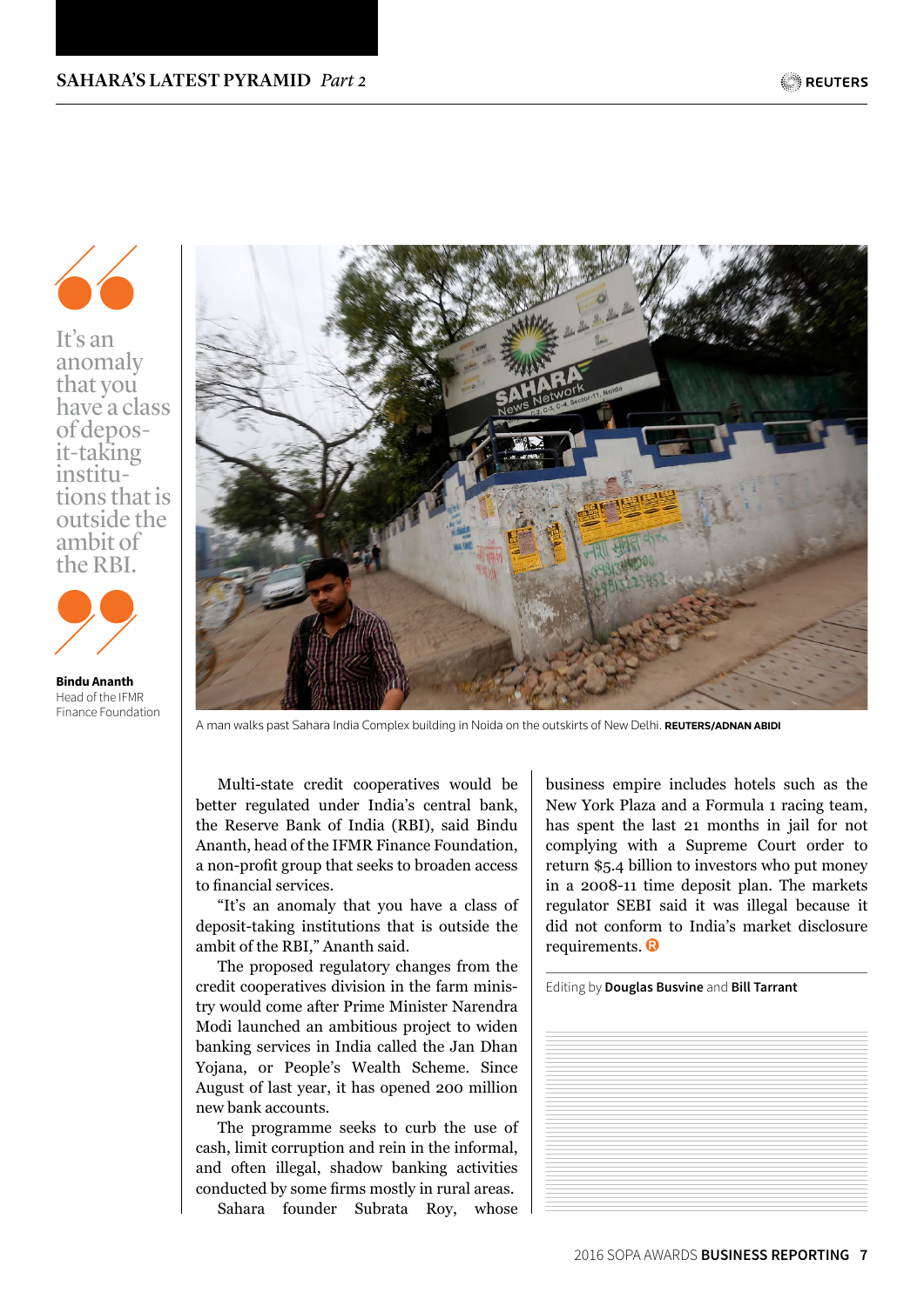It's an anomaly that you have a class of deposit-taking institutions that is outside the ambit of the RBI.

**Bindu Ananth**
Head of the IFMR Finance Foundation

A man walks past Sahara India Complex building in Noida on the outskirts of New Delhi. **REUTERS/ADNAN ABIDI**

Multi-state credit cooperatives would be better regulated under India's central bank, the Reserve Bank of India (RBI), said Bindu Ananth, head of the IFMR Finance Foundation, a non-profit group that seeks to broaden access to financial services.

"It's an anomaly that you have a class of deposit-taking institutions that is outside the ambit of the RBI," Ananth said.

The proposed regulatory changes from the credit cooperatives division in the farm ministry would come after Prime Minister Narendra Modi launched an ambitious project to widen banking services in India called the Jan Dhan Yojana, or People's Wealth Scheme. Since August of last year, it has opened 200 million new bank accounts.

The programme seeks to curb the use of cash, limit corruption and rein in the informal, and often illegal, shadow banking activities conducted by some firms mostly in rural areas.

Sahara founder Subrata Roy, whose business empire includes hotels such as the New York Plaza and a Formula 1 racing team, has spent the last 21 months in jail for not complying with a Supreme Court order to return $5.4 billion to investors who put money in a 2008-11 time deposit plan. The markets regulator SEBI said it was illegal because it did not conform to India's market disclosure requirements.

Editing by **Douglas Busvine** and **Bill Tarrant**